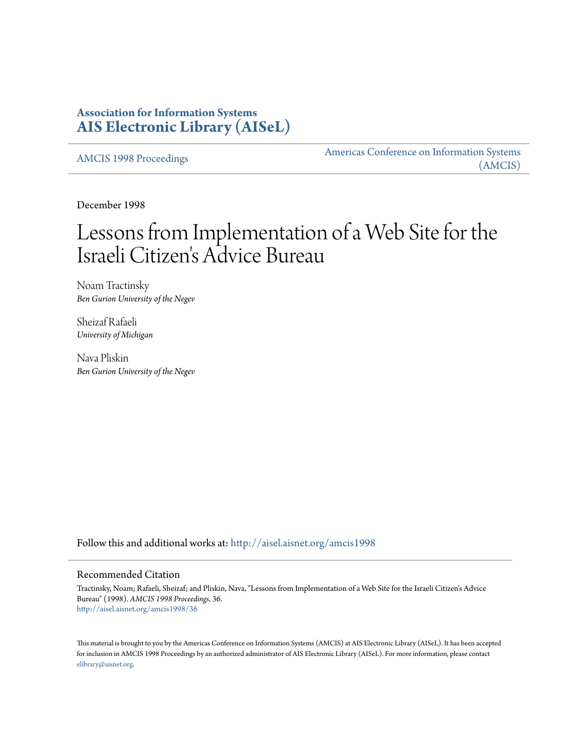**Association for Information Systems**
**AIS Electronic Library (AISeL)**

AMCIS 1998 Proceedings

Americas Conference on Information Systems (AMCIS)

December 1998

# Lessons from Implementation of a Web Site for the Israeli Citizen's Advice Bureau

Noam Tractinsky
*Ben Gurion University of the Negev*

Sheizaf Rafaeli
*University of Michigan*

Nava Pliskin
*Ben Gurion University of the Negev*

Follow this and additional works at: http://aisel.aisnet.org/amcis1998

## Recommended Citation

Tractinsky, Noam; Rafaeli, Sheizaf; and Pliskin, Nava, "Lessons from Implementation of a Web Site for the Israeli Citizen's Advice Bureau" (1998). *AMCIS 1998 Proceedings*. 36.
http://aisel.aisnet.org/amcis1998/36

This material is brought to you by the Americas Conference on Information Systems (AMCIS) at AIS Electronic Library (AISeL). It has been accepted for inclusion in AMCIS 1998 Proceedings by an authorized administrator of AIS Electronic Library (AISeL). For more information, please contact elibrary@aisnet.org.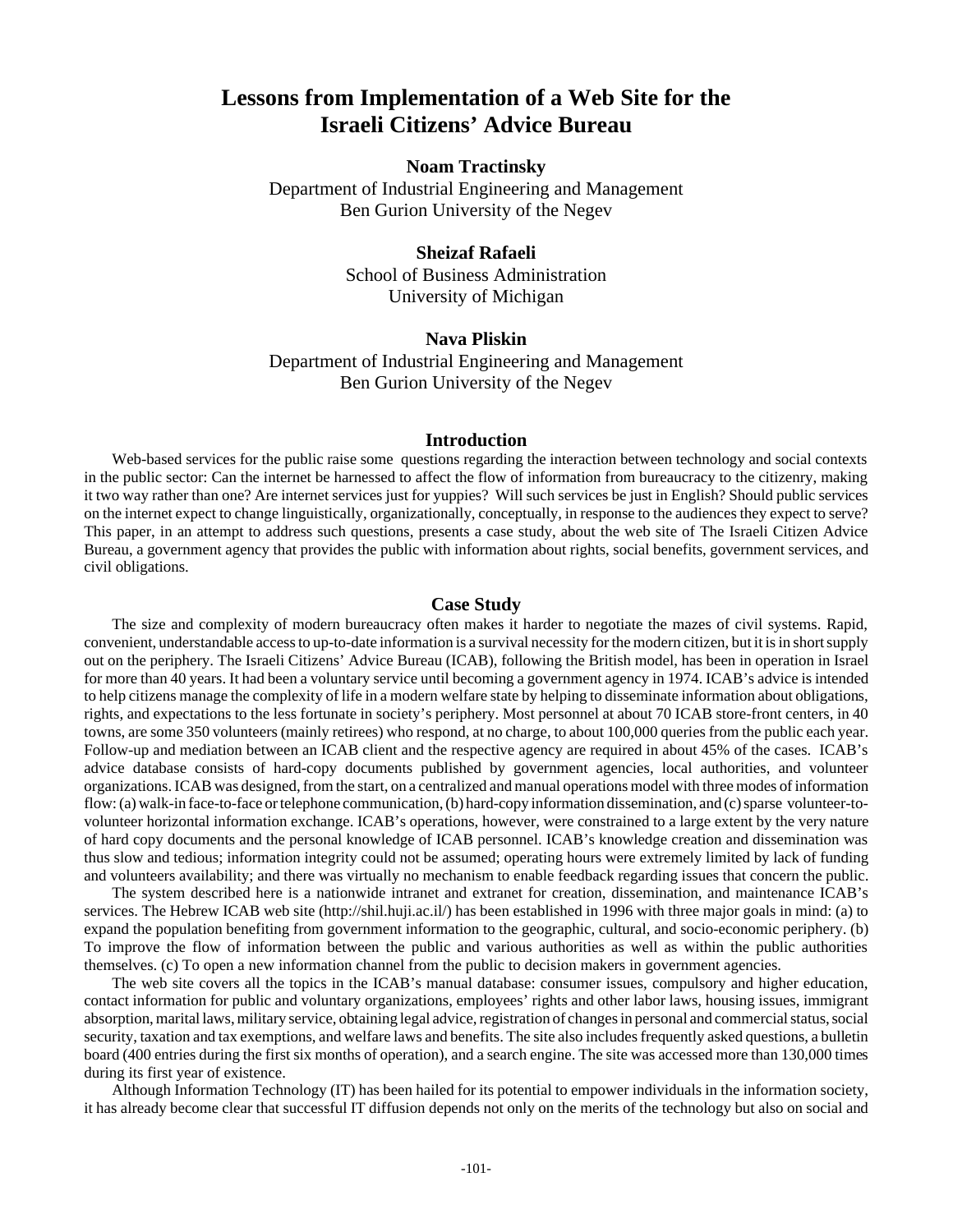# Lessons from Implementation of a Web Site for the Israeli Citizens' Advice Bureau

**Noam Tractinsky**
Department of Industrial Engineering and Management
Ben Gurion University of the Negev

**Sheizaf Rafaeli**
School of Business Administration
University of Michigan

**Nava Pliskin**
Department of Industrial Engineering and Management
Ben Gurion University of the Negev

## Introduction

Web-based services for the public raise some questions regarding the interaction between technology and social contexts in the public sector: Can the internet be harnessed to affect the flow of information from bureaucracy to the citizenry, making it two way rather than one? Are internet services just for yuppies? Will such services be just in English? Should public services on the internet expect to change linguistically, organizationally, conceptually, in response to the audiences they expect to serve? This paper, in an attempt to address such questions, presents a case study, about the web site of The Israeli Citizen Advice Bureau, a government agency that provides the public with information about rights, social benefits, government services, and civil obligations.

## Case Study

The size and complexity of modern bureaucracy often makes it harder to negotiate the mazes of civil systems. Rapid, convenient, understandable access to up-to-date information is a survival necessity for the modern citizen, but it is in short supply out on the periphery. The Israeli Citizens' Advice Bureau (ICAB), following the British model, has been in operation in Israel for more than 40 years. It had been a voluntary service until becoming a government agency in 1974. ICAB's advice is intended to help citizens manage the complexity of life in a modern welfare state by helping to disseminate information about obligations, rights, and expectations to the less fortunate in society's periphery. Most personnel at about 70 ICAB store-front centers, in 40 towns, are some 350 volunteers (mainly retirees) who respond, at no charge, to about 100,000 queries from the public each year. Follow-up and mediation between an ICAB client and the respective agency are required in about 45% of the cases. ICAB's advice database consists of hard-copy documents published by government agencies, local authorities, and volunteer organizations. ICAB was designed, from the start, on a centralized and manual operations model with three modes of information flow: (a) walk-in face-to-face or telephone communication, (b) hard-copy information dissemination, and (c) sparse volunteer-to-volunteer horizontal information exchange. ICAB's operations, however, were constrained to a large extent by the very nature of hard copy documents and the personal knowledge of ICAB personnel. ICAB's knowledge creation and dissemination was thus slow and tedious; information integrity could not be assumed; operating hours were extremely limited by lack of funding and volunteers availability; and there was virtually no mechanism to enable feedback regarding issues that concern the public.

The system described here is a nationwide intranet and extranet for creation, dissemination, and maintenance ICAB's services. The Hebrew ICAB web site (http://shil.huji.ac.il/) has been established in 1996 with three major goals in mind: (a) to expand the population benefiting from government information to the geographic, cultural, and socio-economic periphery. (b) To improve the flow of information between the public and various authorities as well as within the public authorities themselves. (c) To open a new information channel from the public to decision makers in government agencies.

The web site covers all the topics in the ICAB's manual database: consumer issues, compulsory and higher education, contact information for public and voluntary organizations, employees' rights and other labor laws, housing issues, immigrant absorption, marital laws, military service, obtaining legal advice, registration of changes in personal and commercial status, social security, taxation and tax exemptions, and welfare laws and benefits. The site also includes frequently asked questions, a bulletin board (400 entries during the first six months of operation), and a search engine. The site was accessed more than 130,000 times during its first year of existence.

Although Information Technology (IT) has been hailed for its potential to empower individuals in the information society, it has already become clear that successful IT diffusion depends not only on the merits of the technology but also on social and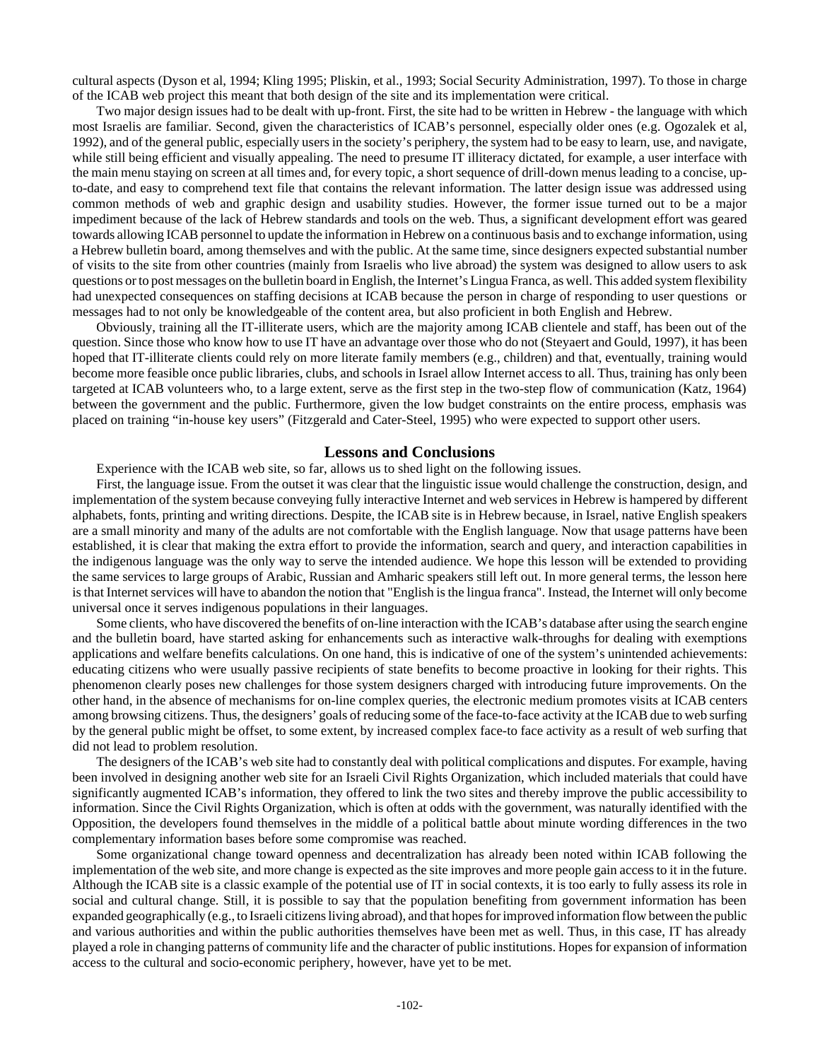cultural aspects (Dyson et al, 1994; Kling 1995; Pliskin, et al., 1993; Social Security Administration, 1997). To those in charge of the ICAB web project this meant that both design of the site and its implementation were critical.

Two major design issues had to be dealt with up-front. First, the site had to be written in Hebrew - the language with which most Israelis are familiar. Second, given the characteristics of ICAB's personnel, especially older ones (e.g. Ogozalek et al, 1992), and of the general public, especially users in the society's periphery, the system had to be easy to learn, use, and navigate, while still being efficient and visually appealing. The need to presume IT illiteracy dictated, for example, a user interface with the main menu staying on screen at all times and, for every topic, a short sequence of drill-down menus leading to a concise, up-to-date, and easy to comprehend text file that contains the relevant information. The latter design issue was addressed using common methods of web and graphic design and usability studies. However, the former issue turned out to be a major impediment because of the lack of Hebrew standards and tools on the web. Thus, a significant development effort was geared towards allowing ICAB personnel to update the information in Hebrew on a continuous basis and to exchange information, using a Hebrew bulletin board, among themselves and with the public. At the same time, since designers expected substantial number of visits to the site from other countries (mainly from Israelis who live abroad) the system was designed to allow users to ask questions or to post messages on the bulletin board in English, the Internet's Lingua Franca, as well. This added system flexibility had unexpected consequences on staffing decisions at ICAB because the person in charge of responding to user questions or messages had to not only be knowledgeable of the content area, but also proficient in both English and Hebrew.

Obviously, training all the IT-illiterate users, which are the majority among ICAB clientele and staff, has been out of the question. Since those who know how to use IT have an advantage over those who do not (Steyaert and Gould, 1997), it has been hoped that IT-illiterate clients could rely on more literate family members (e.g., children) and that, eventually, training would become more feasible once public libraries, clubs, and schools in Israel allow Internet access to all. Thus, training has only been targeted at ICAB volunteers who, to a large extent, serve as the first step in the two-step flow of communication (Katz, 1964) between the government and the public. Furthermore, given the low budget constraints on the entire process, emphasis was placed on training "in-house key users" (Fitzgerald and Cater-Steel, 1995) who were expected to support other users.

## Lessons and Conclusions

Experience with the ICAB web site, so far, allows us to shed light on the following issues.

First, the language issue. From the outset it was clear that the linguistic issue would challenge the construction, design, and implementation of the system because conveying fully interactive Internet and web services in Hebrew is hampered by different alphabets, fonts, printing and writing directions. Despite, the ICAB site is in Hebrew because, in Israel, native English speakers are a small minority and many of the adults are not comfortable with the English language. Now that usage patterns have been established, it is clear that making the extra effort to provide the information, search and query, and interaction capabilities in the indigenous language was the only way to serve the intended audience. We hope this lesson will be extended to providing the same services to large groups of Arabic, Russian and Amharic speakers still left out. In more general terms, the lesson here is that Internet services will have to abandon the notion that "English is the lingua franca". Instead, the Internet will only become universal once it serves indigenous populations in their languages.

Some clients, who have discovered the benefits of on-line interaction with the ICAB's database after using the search engine and the bulletin board, have started asking for enhancements such as interactive walk-throughs for dealing with exemptions applications and welfare benefits calculations. On one hand, this is indicative of one of the system's unintended achievements: educating citizens who were usually passive recipients of state benefits to become proactive in looking for their rights. This phenomenon clearly poses new challenges for those system designers charged with introducing future improvements. On the other hand, in the absence of mechanisms for on-line complex queries, the electronic medium promotes visits at ICAB centers among browsing citizens. Thus, the designers' goals of reducing some of the face-to-face activity at the ICAB due to web surfing by the general public might be offset, to some extent, by increased complex face-to face activity as a result of web surfing that did not lead to problem resolution.

The designers of the ICAB's web site had to constantly deal with political complications and disputes. For example, having been involved in designing another web site for an Israeli Civil Rights Organization, which included materials that could have significantly augmented ICAB's information, they offered to link the two sites and thereby improve the public accessibility to information. Since the Civil Rights Organization, which is often at odds with the government, was naturally identified with the Opposition, the developers found themselves in the middle of a political battle about minute wording differences in the two complementary information bases before some compromise was reached.

Some organizational change toward openness and decentralization has already been noted within ICAB following the implementation of the web site, and more change is expected as the site improves and more people gain access to it in the future. Although the ICAB site is a classic example of the potential use of IT in social contexts, it is too early to fully assess its role in social and cultural change. Still, it is possible to say that the population benefiting from government information has been expanded geographically (e.g., to Israeli citizens living abroad), and that hopes for improved information flow between the public and various authorities and within the public authorities themselves have been met as well. Thus, in this case, IT has already played a role in changing patterns of community life and the character of public institutions. Hopes for expansion of information access to the cultural and socio-economic periphery, however, have yet to be met.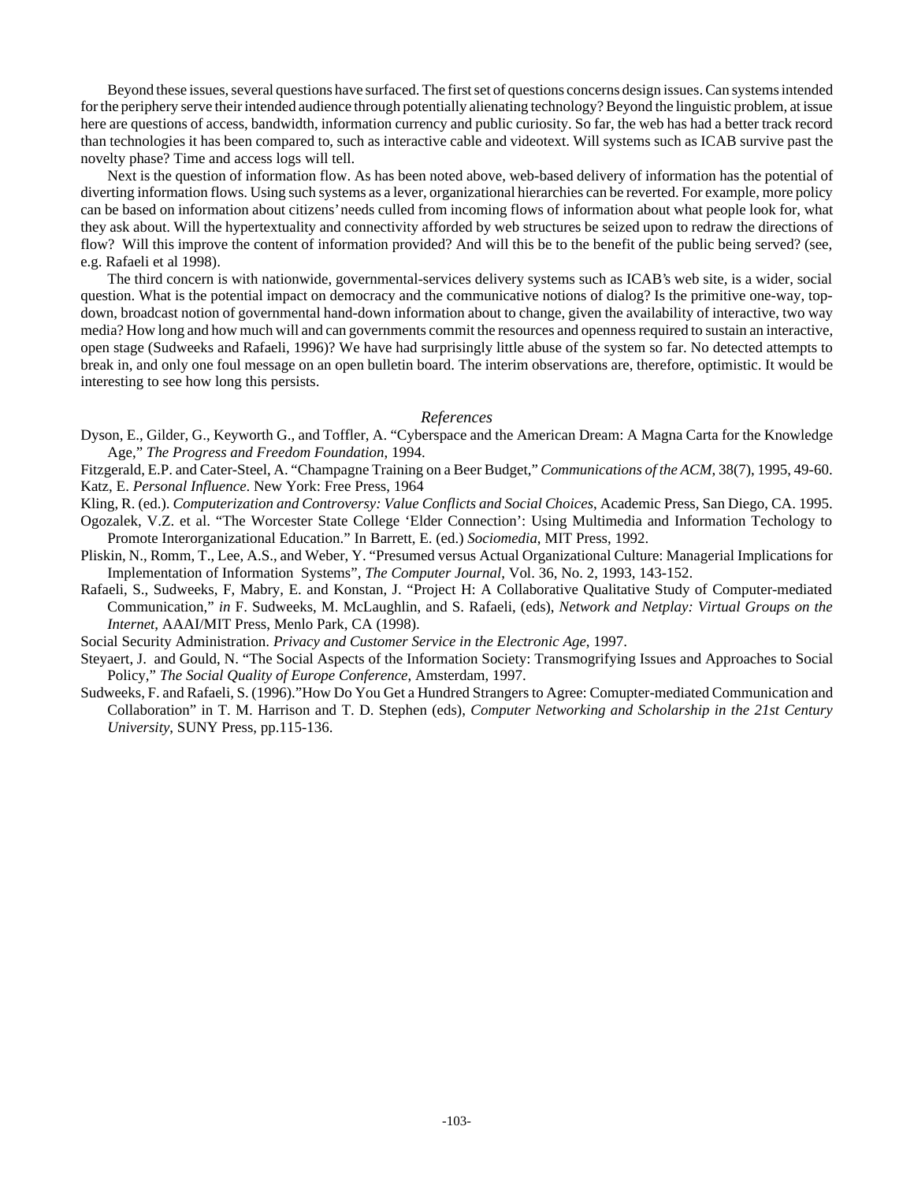Beyond these issues, several questions have surfaced. The first set of questions concerns design issues. Can systems intended for the periphery serve their intended audience through potentially alienating technology? Beyond the linguistic problem, at issue here are questions of access, bandwidth, information currency and public curiosity. So far, the web has had a better track record than technologies it has been compared to, such as interactive cable and videotext. Will systems such as ICAB survive past the novelty phase? Time and access logs will tell.

Next is the question of information flow. As has been noted above, web-based delivery of information has the potential of diverting information flows. Using such systems as a lever, organizational hierarchies can be reverted. For example, more policy can be based on information about citizens' needs culled from incoming flows of information about what people look for, what they ask about. Will the hypertextuality and connectivity afforded by web structures be seized upon to redraw the directions of flow? Will this improve the content of information provided? And will this be to the benefit of the public being served? (see, e.g. Rafaeli et al 1998).

The third concern is with nationwide, governmental-services delivery systems such as ICAB's web site, is a wider, social question. What is the potential impact on democracy and the communicative notions of dialog? Is the primitive one-way, top-down, broadcast notion of governmental hand-down information about to change, given the availability of interactive, two way media? How long and how much will and can governments commit the resources and openness required to sustain an interactive, open stage (Sudweeks and Rafaeli, 1996)? We have had surprisingly little abuse of the system so far. No detected attempts to break in, and only one foul message on an open bulletin board. The interim observations are, therefore, optimistic. It would be interesting to see how long this persists.

## *References*

Dyson, E., Gilder, G., Keyworth G., and Toffler, A. "Cyberspace and the American Dream: A Magna Carta for the Knowledge Age," *The Progress and Freedom Foundation*, 1994.

Fitzgerald, E.P. and Cater-Steel, A. "Champagne Training on a Beer Budget," *Communications of the ACM*, 38(7), 1995, 49-60.

Katz, E. *Personal Influence*. New York: Free Press, 1964

Kling, R. (ed.). *Computerization and Controversy: Value Conflicts and Social Choices*, Academic Press, San Diego, CA. 1995.

Ogozalek, V.Z. et al. "The Worcester State College 'Elder Connection': Using Multimedia and Information Techology to Promote Interorganizational Education." In Barrett, E. (ed.) *Sociomedia*, MIT Press, 1992.

Pliskin, N., Romm, T., Lee, A.S., and Weber, Y. "Presumed versus Actual Organizational Culture: Managerial Implications for Implementation of Information Systems", *The Computer Journal*, Vol. 36, No. 2, 1993, 143-152.

Rafaeli, S., Sudweeks, F, Mabry, E. and Konstan, J. "Project H: A Collaborative Qualitative Study of Computer-mediated Communication," *in* F. Sudweeks, M. McLaughlin, and S. Rafaeli, (eds), *Network and Netplay: Virtual Groups on the Internet*, AAAI/MIT Press, Menlo Park, CA (1998).

Social Security Administration. *Privacy and Customer Service in the Electronic Age*, 1997.

Steyaert, J. and Gould, N. "The Social Aspects of the Information Society: Transmogrifying Issues and Approaches to Social Policy," *The Social Quality of Europe Conference*, Amsterdam, 1997.

Sudweeks, F. and Rafaeli, S. (1996)."How Do You Get a Hundred Strangers to Agree: Comupter-mediated Communication and Collaboration" in T. M. Harrison and T. D. Stephen (eds), *Computer Networking and Scholarship in the 21st Century University*, SUNY Press, pp.115-136.